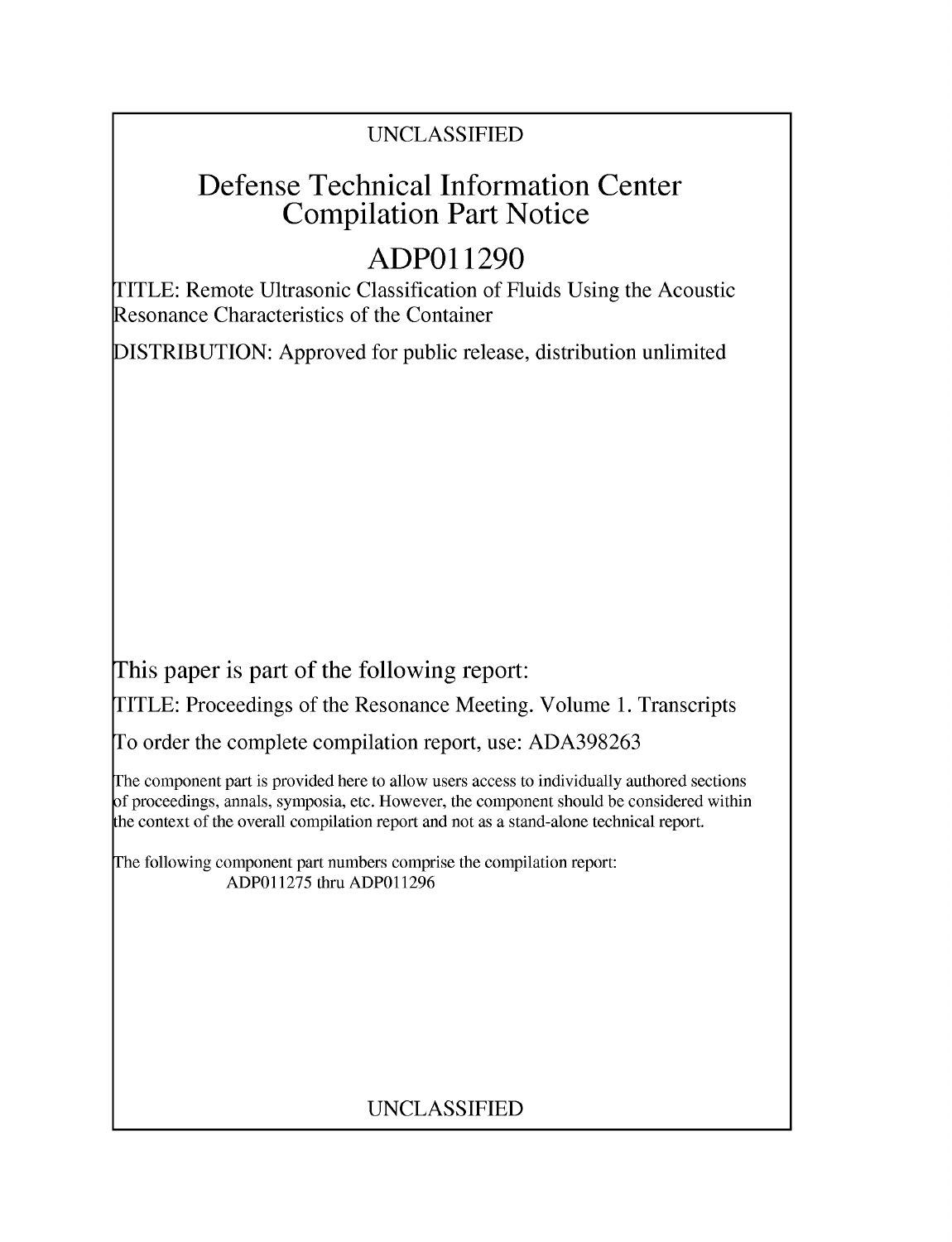UNCLASSIFIED

# Defense Technical Information Center Compilation Part Notice

# ADP011290

TITLE: Remote Ultrasonic Classification of Fluids Using the Acoustic Resonance Characteristics of the Container

DISTRIBUTION: Approved for public release, distribution unlimited

This paper is part of the following report:

TITLE: Proceedings of the Resonance Meeting. Volume 1. Transcripts

To order the complete compilation report, use: ADA398263

The component part is provided here to allow users access to individually authored sections of proceedings, annals, symposia, etc. However, the component should be considered within the context of the overall compilation report and not as a stand-alone technical report.

The following component part numbers comprise the compilation report:
ADP011275 thru ADP011296

UNCLASSIFIED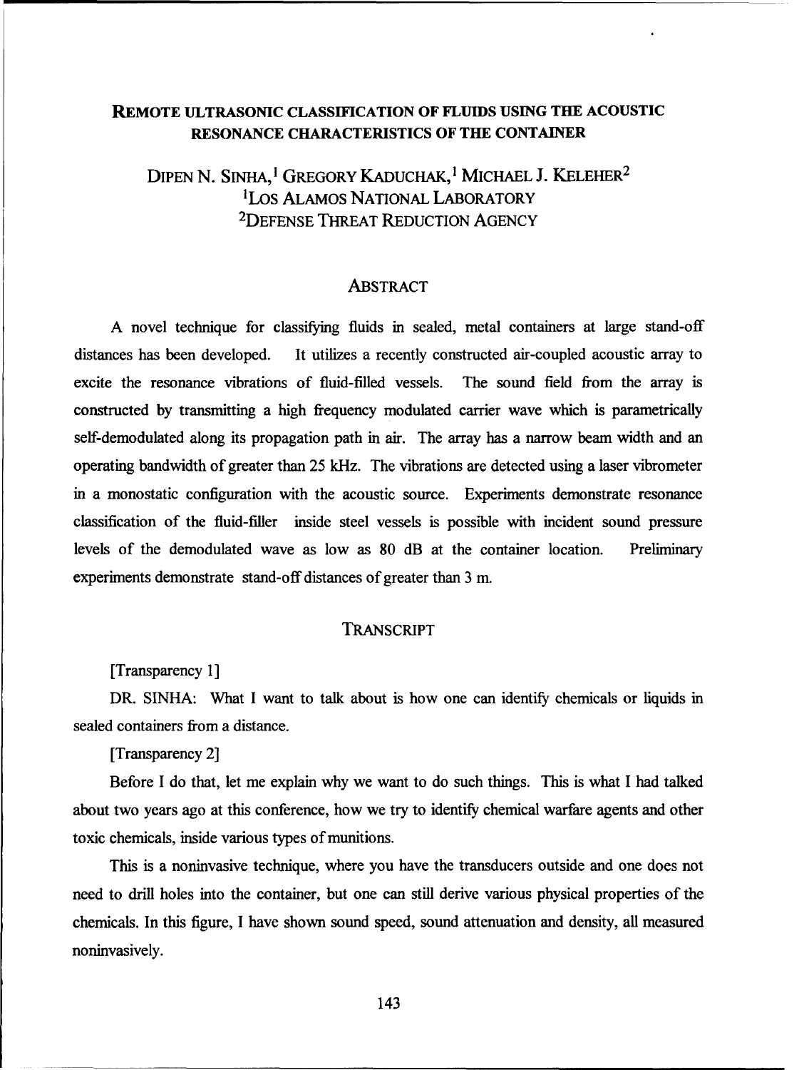# Remote Ultrasonic Classification of Fluids Using the Acoustic Resonance Characteristics of the Container

Dipen N. Sinha,[1] Gregory Kaduchak,[1] Michael J. Keleher[2]

[1]Los Alamos National Laboratory

[2]Defense Threat Reduction Agency

## Abstract

A novel technique for classifying fluids in sealed, metal containers at large stand-off distances has been developed. It utilizes a recently constructed air-coupled acoustic array to excite the resonance vibrations of fluid-filled vessels. The sound field from the array is constructed by transmitting a high frequency modulated carrier wave which is parametrically self-demodulated along its propagation path in air. The array has a narrow beam width and an operating bandwidth of greater than 25 kHz. The vibrations are detected using a laser vibrometer in a monostatic configuration with the acoustic source. Experiments demonstrate resonance classification of the fluid-filler inside steel vessels is possible with incident sound pressure levels of the demodulated wave as low as 80 dB at the container location. Preliminary experiments demonstrate stand-off distances of greater than 3 m.

## Transcript

[Transparency 1]

DR. SINHA: What I want to talk about is how one can identify chemicals or liquids in sealed containers from a distance.

[Transparency 2]

Before I do that, let me explain why we want to do such things. This is what I had talked about two years ago at this conference, how we try to identify chemical warfare agents and other toxic chemicals, inside various types of munitions.

This is a noninvasive technique, where you have the transducers outside and one does not need to drill holes into the container, but one can still derive various physical properties of the chemicals. In this figure, I have shown sound speed, sound attenuation and density, all measured noninvasively.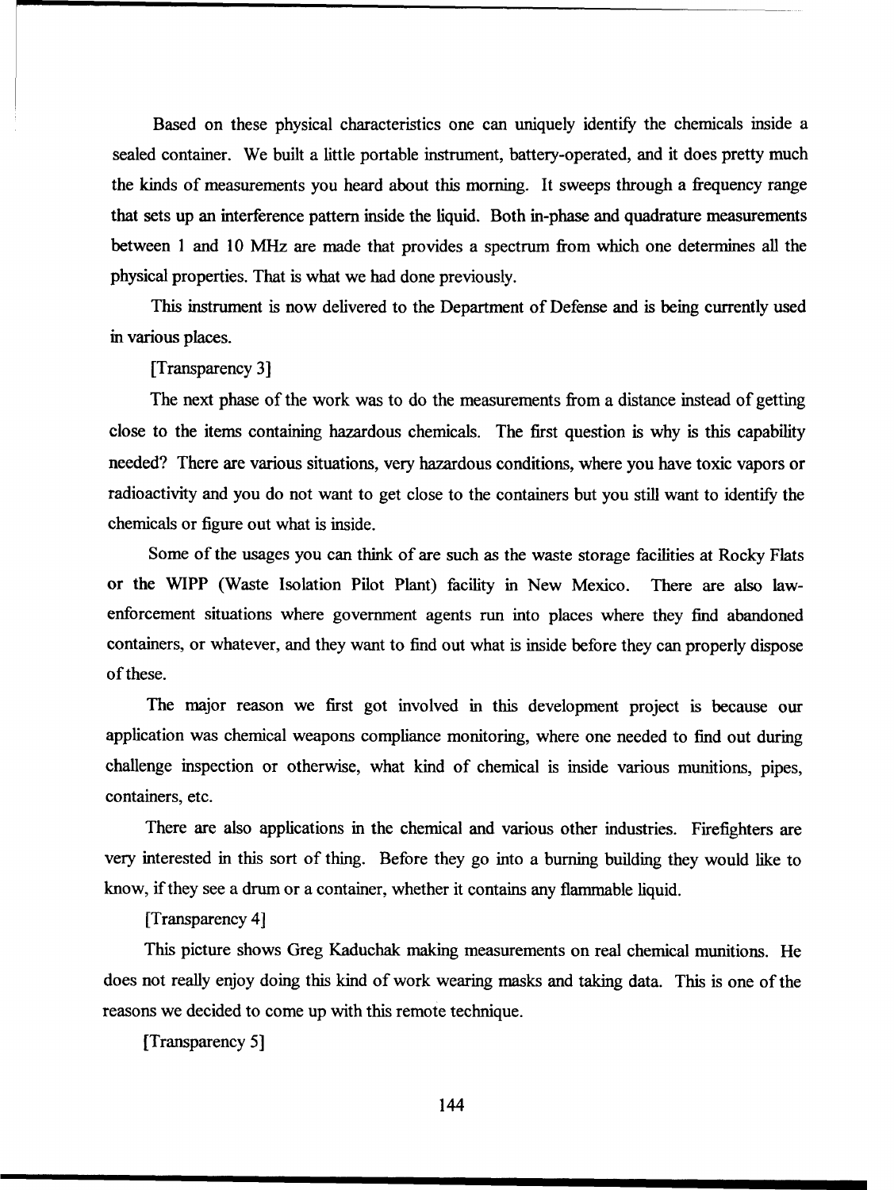Based on these physical characteristics one can uniquely identify the chemicals inside a sealed container. We built a little portable instrument, battery-operated, and it does pretty much the kinds of measurements you heard about this morning. It sweeps through a frequency range that sets up an interference pattern inside the liquid. Both in-phase and quadrature measurements between 1 and 10 MHz are made that provides a spectrum from which one determines all the physical properties. That is what we had done previously.

This instrument is now delivered to the Department of Defense and is being currently used in various places.

[Transparency 3]

The next phase of the work was to do the measurements from a distance instead of getting close to the items containing hazardous chemicals. The first question is why is this capability needed? There are various situations, very hazardous conditions, where you have toxic vapors or radioactivity and you do not want to get close to the containers but you still want to identify the chemicals or figure out what is inside.

Some of the usages you can think of are such as the waste storage facilities at Rocky Flats or the WIPP (Waste Isolation Pilot Plant) facility in New Mexico. There are also law-enforcement situations where government agents run into places where they find abandoned containers, or whatever, and they want to find out what is inside before they can properly dispose of these.

The major reason we first got involved in this development project is because our application was chemical weapons compliance monitoring, where one needed to find out during challenge inspection or otherwise, what kind of chemical is inside various munitions, pipes, containers, etc.

There are also applications in the chemical and various other industries. Firefighters are very interested in this sort of thing. Before they go into a burning building they would like to know, if they see a drum or a container, whether it contains any flammable liquid.

[Transparency 4]

This picture shows Greg Kaduchak making measurements on real chemical munitions. He does not really enjoy doing this kind of work wearing masks and taking data. This is one of the reasons we decided to come up with this remote technique.

[Transparency 5]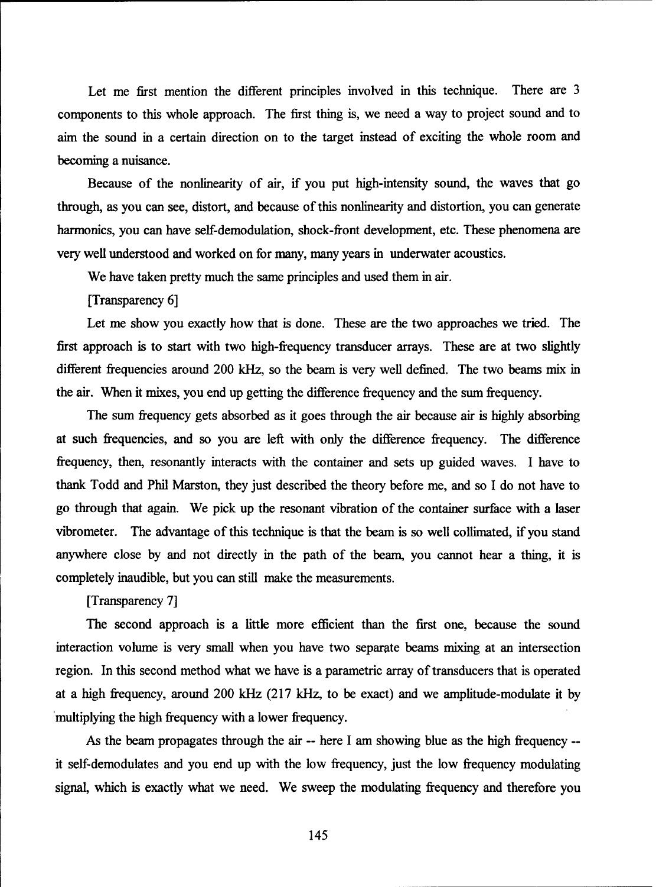Let me first mention the different principles involved in this technique. There are 3 components to this whole approach. The first thing is, we need a way to project sound and to aim the sound in a certain direction on to the target instead of exciting the whole room and becoming a nuisance.

Because of the nonlinearity of air, if you put high-intensity sound, the waves that go through, as you can see, distort, and because of this nonlinearity and distortion, you can generate harmonics, you can have self-demodulation, shock-front development, etc. These phenomena are very well understood and worked on for many, many years in underwater acoustics.

We have taken pretty much the same principles and used them in air.

[Transparency 6]

Let me show you exactly how that is done. These are the two approaches we tried. The first approach is to start with two high-frequency transducer arrays. These are at two slightly different frequencies around 200 kHz, so the beam is very well defined. The two beams mix in the air. When it mixes, you end up getting the difference frequency and the sum frequency.

The sum frequency gets absorbed as it goes through the air because air is highly absorbing at such frequencies, and so you are left with only the difference frequency. The difference frequency, then, resonantly interacts with the container and sets up guided waves. I have to thank Todd and Phil Marston, they just described the theory before me, and so I do not have to go through that again. We pick up the resonant vibration of the container surface with a laser vibrometer. The advantage of this technique is that the beam is so well collimated, if you stand anywhere close by and not directly in the path of the beam, you cannot hear a thing, it is completely inaudible, but you can still make the measurements.

[Transparency 7]

The second approach is a little more efficient than the first one, because the sound interaction volume is very small when you have two separate beams mixing at an intersection region. In this second method what we have is a parametric array of transducers that is operated at a high frequency, around 200 kHz (217 kHz, to be exact) and we amplitude-modulate it by multiplying the high frequency with a lower frequency.

As the beam propagates through the air -- here I am showing blue as the high frequency -- it self-demodulates and you end up with the low frequency, just the low frequency modulating signal, which is exactly what we need. We sweep the modulating frequency and therefore you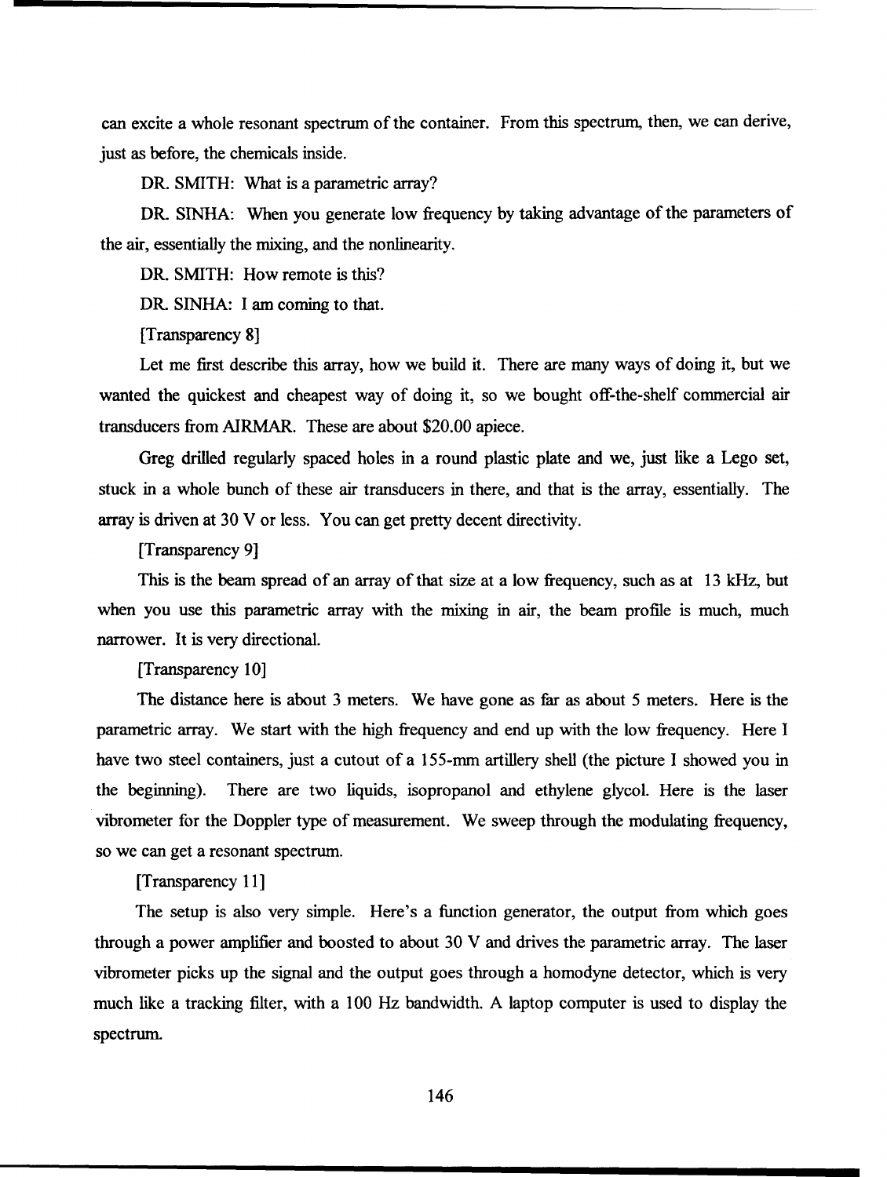can excite a whole resonant spectrum of the container. From this spectrum, then, we can derive, just as before, the chemicals inside.

DR. SMITH: What is a parametric array?

DR. SINHA: When you generate low frequency by taking advantage of the parameters of the air, essentially the mixing, and the nonlinearity.

DR. SMITH: How remote is this?

DR. SINHA: I am coming to that.

[Transparency 8]

Let me first describe this array, how we build it. There are many ways of doing it, but we wanted the quickest and cheapest way of doing it, so we bought off-the-shelf commercial air transducers from AIRMAR. These are about $20.00 apiece.

Greg drilled regularly spaced holes in a round plastic plate and we, just like a Lego set, stuck in a whole bunch of these air transducers in there, and that is the array, essentially. The array is driven at 30 V or less. You can get pretty decent directivity.

[Transparency 9]

This is the beam spread of an array of that size at a low frequency, such as at 13 kHz, but when you use this parametric array with the mixing in air, the beam profile is much, much narrower. It is very directional.

[Transparency 10]

The distance here is about 3 meters. We have gone as far as about 5 meters. Here is the parametric array. We start with the high frequency and end up with the low frequency. Here I have two steel containers, just a cutout of a 155-mm artillery shell (the picture I showed you in the beginning). There are two liquids, isopropanol and ethylene glycol. Here is the laser vibrometer for the Doppler type of measurement. We sweep through the modulating frequency, so we can get a resonant spectrum.

[Transparency 11]

The setup is also very simple. Here's a function generator, the output from which goes through a power amplifier and boosted to about 30 V and drives the parametric array. The laser vibrometer picks up the signal and the output goes through a homodyne detector, which is very much like a tracking filter, with a 100 Hz bandwidth. A laptop computer is used to display the spectrum.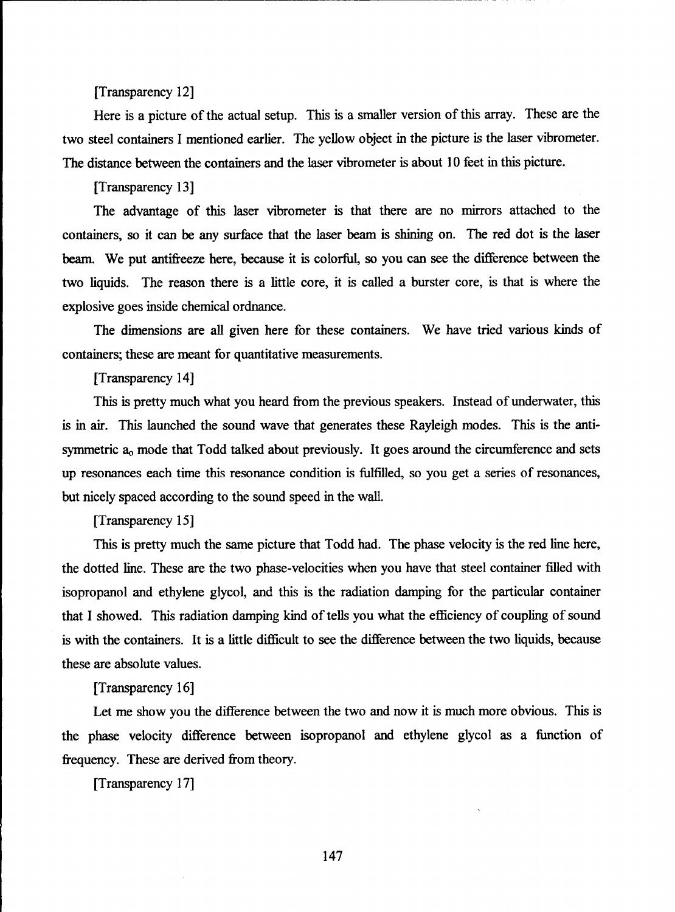[Transparency 12]

Here is a picture of the actual setup. This is a smaller version of this array. These are the two steel containers I mentioned earlier. The yellow object in the picture is the laser vibrometer. The distance between the containers and the laser vibrometer is about 10 feet in this picture.

[Transparency 13]

The advantage of this laser vibrometer is that there are no mirrors attached to the containers, so it can be any surface that the laser beam is shining on. The red dot is the laser beam. We put antifreeze here, because it is colorful, so you can see the difference between the two liquids. The reason there is a little core, it is called a burster core, is that is where the explosive goes inside chemical ordnance.

The dimensions are all given here for these containers. We have tried various kinds of containers; these are meant for quantitative measurements.

[Transparency 14]

This is pretty much what you heard from the previous speakers. Instead of underwater, this is in air. This launched the sound wave that generates these Rayleigh modes. This is the anti-symmetric $a_0$ mode that Todd talked about previously. It goes around the circumference and sets up resonances each time this resonance condition is fulfilled, so you get a series of resonances, but nicely spaced according to the sound speed in the wall.

[Transparency 15]

This is pretty much the same picture that Todd had. The phase velocity is the red line here, the dotted line. These are the two phase-velocities when you have that steel container filled with isopropanol and ethylene glycol, and this is the radiation damping for the particular container that I showed. This radiation damping kind of tells you what the efficiency of coupling of sound is with the containers. It is a little difficult to see the difference between the two liquids, because these are absolute values.

[Transparency 16]

Let me show you the difference between the two and now it is much more obvious. This is the phase velocity difference between isopropanol and ethylene glycol as a function of frequency. These are derived from theory.

[Transparency 17]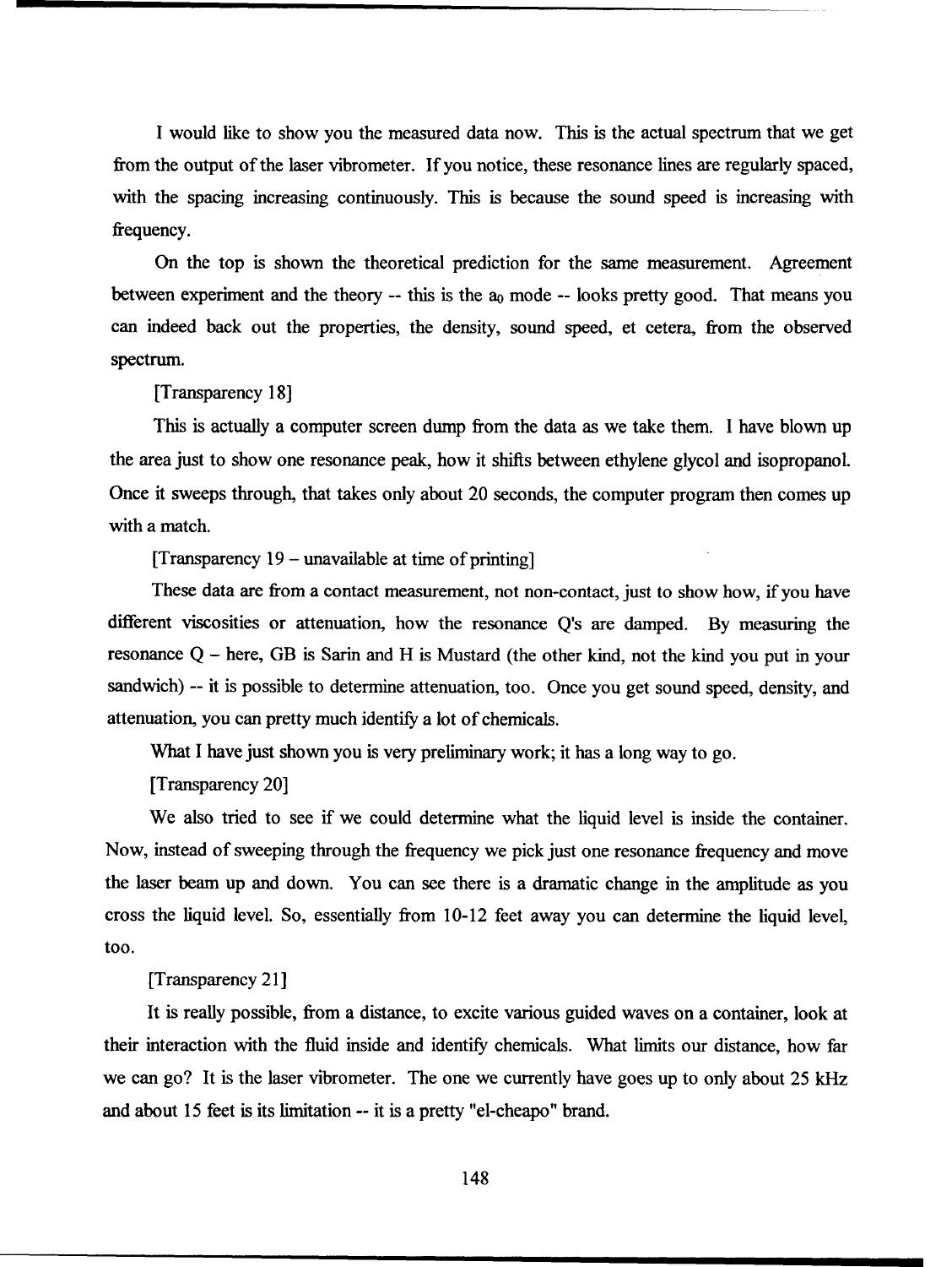I would like to show you the measured data now. This is the actual spectrum that we get from the output of the laser vibrometer. If you notice, these resonance lines are regularly spaced, with the spacing increasing continuously. This is because the sound speed is increasing with frequency.

On the top is shown the theoretical prediction for the same measurement. Agreement between experiment and the theory -- this is the $a_0$ mode -- looks pretty good. That means you can indeed back out the properties, the density, sound speed, et cetera, from the observed spectrum.

[Transparency 18]

This is actually a computer screen dump from the data as we take them. I have blown up the area just to show one resonance peak, how it shifts between ethylene glycol and isopropanol. Once it sweeps through, that takes only about 20 seconds, the computer program then comes up with a match.

[Transparency 19 – unavailable at time of printing]

These data are from a contact measurement, not non-contact, just to show how, if you have different viscosities or attenuation, how the resonance Q's are damped. By measuring the resonance Q – here, GB is Sarin and H is Mustard (the other kind, not the kind you put in your sandwich) -- it is possible to determine attenuation, too. Once you get sound speed, density, and attenuation, you can pretty much identify a lot of chemicals.

What I have just shown you is very preliminary work; it has a long way to go.

[Transparency 20]

We also tried to see if we could determine what the liquid level is inside the container. Now, instead of sweeping through the frequency we pick just one resonance frequency and move the laser beam up and down. You can see there is a dramatic change in the amplitude as you cross the liquid level. So, essentially from 10-12 feet away you can determine the liquid level, too.

[Transparency 21]

It is really possible, from a distance, to excite various guided waves on a container, look at their interaction with the fluid inside and identify chemicals. What limits our distance, how far we can go? It is the laser vibrometer. The one we currently have goes up to only about 25 kHz and about 15 feet is its limitation -- it is a pretty "el-cheapo" brand.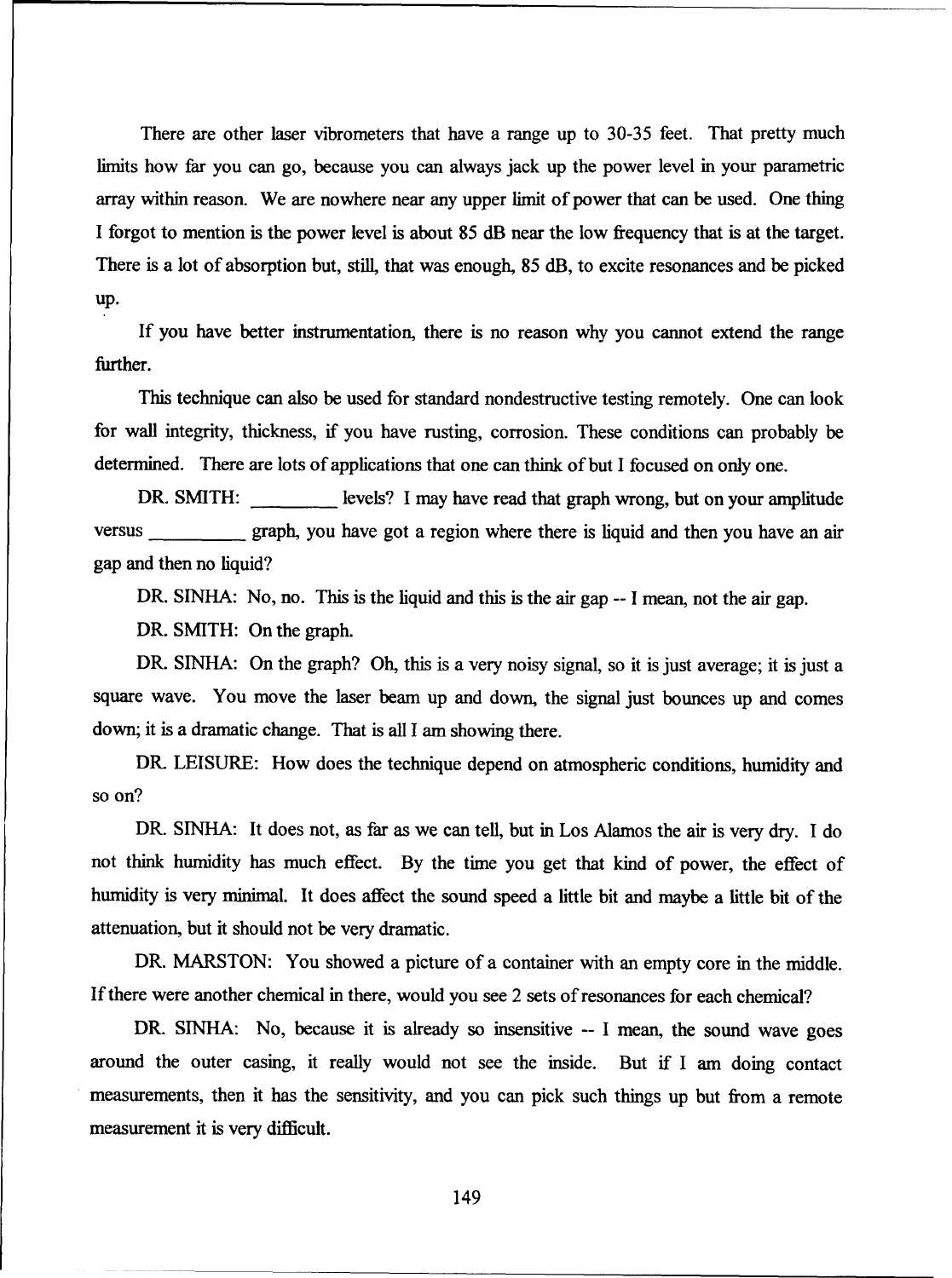There are other laser vibrometers that have a range up to 30-35 feet. That pretty much limits how far you can go, because you can always jack up the power level in your parametric array within reason. We are nowhere near any upper limit of power that can be used. One thing I forgot to mention is the power level is about 85 dB near the low frequency that is at the target. There is a lot of absorption but, still, that was enough, 85 dB, to excite resonances and be picked up.

If you have better instrumentation, there is no reason why you cannot extend the range further.

This technique can also be used for standard nondestructive testing remotely. One can look for wall integrity, thickness, if you have rusting, corrosion. These conditions can probably be determined. There are lots of applications that one can think of but I focused on only one.

DR. SMITH: _________ levels? I may have read that graph wrong, but on your amplitude versus __________ graph, you have got a region where there is liquid and then you have an air gap and then no liquid?

DR. SINHA: No, no. This is the liquid and this is the air gap -- I mean, not the air gap.

DR. SMITH: On the graph.

DR. SINHA: On the graph? Oh, this is a very noisy signal, so it is just average; it is just a square wave. You move the laser beam up and down, the signal just bounces up and comes down; it is a dramatic change. That is all I am showing there.

DR. LEISURE: How does the technique depend on atmospheric conditions, humidity and so on?

DR. SINHA: It does not, as far as we can tell, but in Los Alamos the air is very dry. I do not think humidity has much effect. By the time you get that kind of power, the effect of humidity is very minimal. It does affect the sound speed a little bit and maybe a little bit of the attenuation, but it should not be very dramatic.

DR. MARSTON: You showed a picture of a container with an empty core in the middle. If there were another chemical in there, would you see 2 sets of resonances for each chemical?

DR. SINHA: No, because it is already so insensitive -- I mean, the sound wave goes around the outer casing, it really would not see the inside. But if I am doing contact measurements, then it has the sensitivity, and you can pick such things up but from a remote measurement it is very difficult.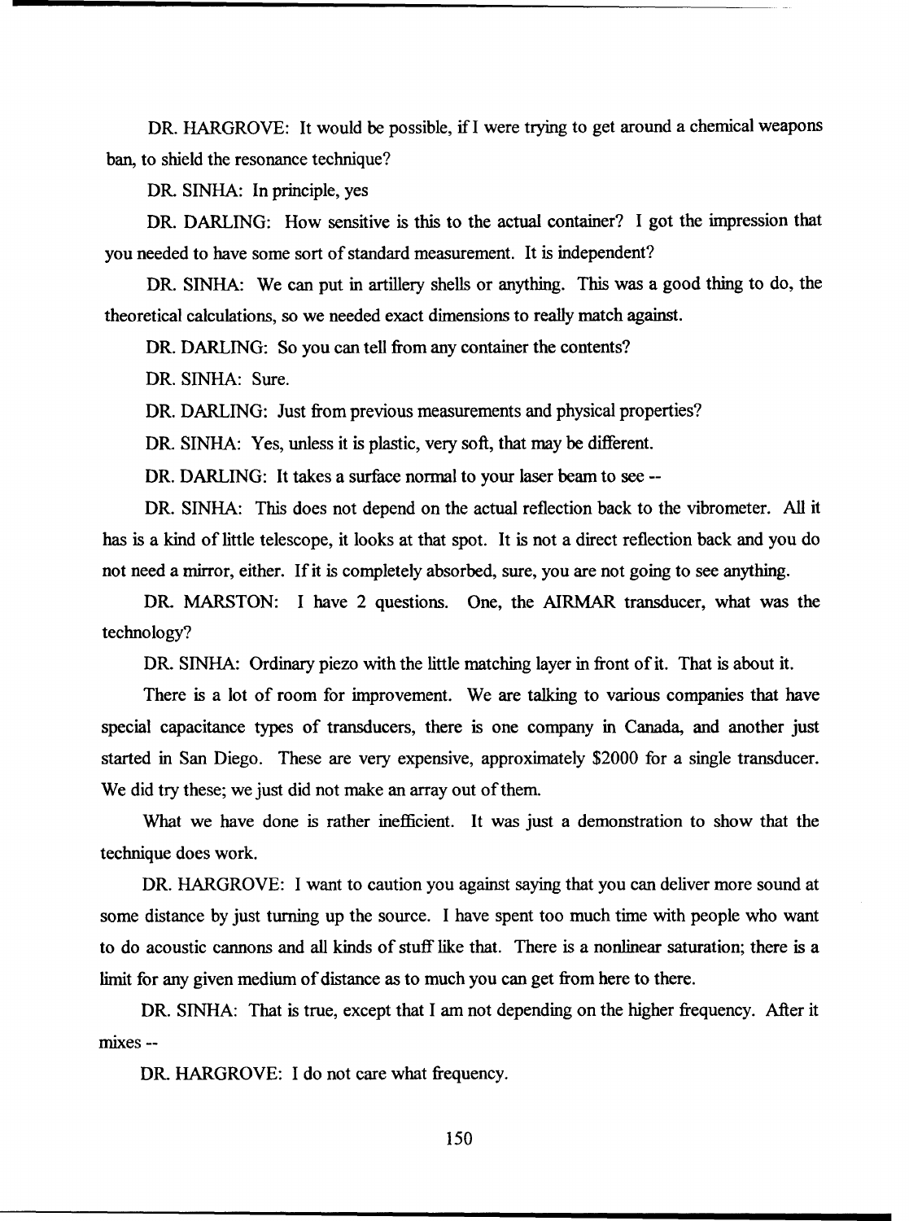DR. HARGROVE: It would be possible, if I were trying to get around a chemical weapons ban, to shield the resonance technique?

DR. SINHA: In principle, yes

DR. DARLING: How sensitive is this to the actual container? I got the impression that you needed to have some sort of standard measurement. It is independent?

DR. SINHA: We can put in artillery shells or anything. This was a good thing to do, the theoretical calculations, so we needed exact dimensions to really match against.

DR. DARLING: So you can tell from any container the contents?

DR. SINHA: Sure.

DR. DARLING: Just from previous measurements and physical properties?

DR. SINHA: Yes, unless it is plastic, very soft, that may be different.

DR. DARLING: It takes a surface normal to your laser beam to see --

DR. SINHA: This does not depend on the actual reflection back to the vibrometer. All it has is a kind of little telescope, it looks at that spot. It is not a direct reflection back and you do not need a mirror, either. If it is completely absorbed, sure, you are not going to see anything.

DR. MARSTON: I have 2 questions. One, the AIRMAR transducer, what was the technology?

DR. SINHA: Ordinary piezo with the little matching layer in front of it. That is about it.

There is a lot of room for improvement. We are talking to various companies that have special capacitance types of transducers, there is one company in Canada, and another just started in San Diego. These are very expensive, approximately $2000 for a single transducer. We did try these; we just did not make an array out of them.

What we have done is rather inefficient. It was just a demonstration to show that the technique does work.

DR. HARGROVE: I want to caution you against saying that you can deliver more sound at some distance by just turning up the source. I have spent too much time with people who want to do acoustic cannons and all kinds of stuff like that. There is a nonlinear saturation; there is a limit for any given medium of distance as to much you can get from here to there.

DR. SINHA: That is true, except that I am not depending on the higher frequency. After it mixes --

DR. HARGROVE: I do not care what frequency.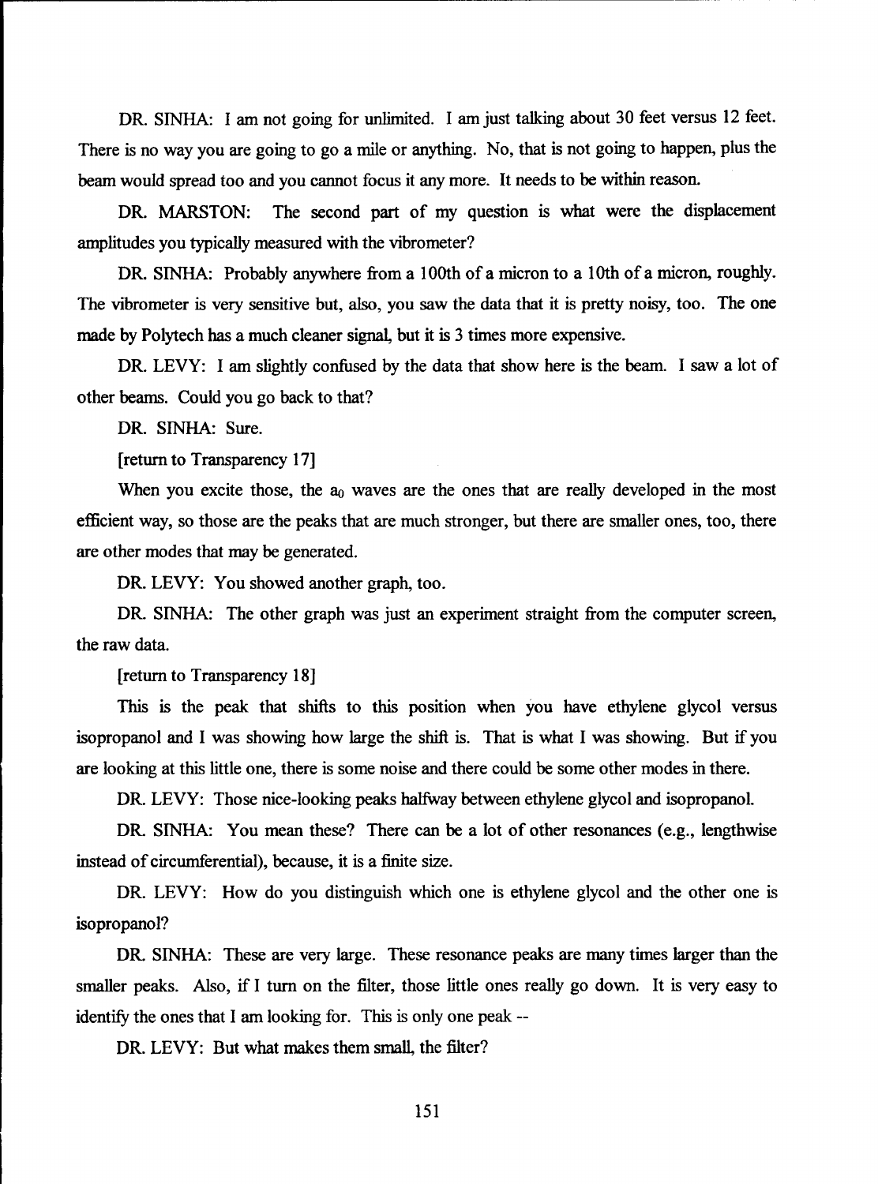DR. SINHA: I am not going for unlimited. I am just talking about 30 feet versus 12 feet. There is no way you are going to go a mile or anything. No, that is not going to happen, plus the beam would spread too and you cannot focus it any more. It needs to be within reason.

DR. MARSTON: The second part of my question is what were the displacement amplitudes you typically measured with the vibrometer?

DR. SINHA: Probably anywhere from a 100th of a micron to a 10th of a micron, roughly. The vibrometer is very sensitive but, also, you saw the data that it is pretty noisy, too. The one made by Polytech has a much cleaner signal, but it is 3 times more expensive.

DR. LEVY: I am slightly confused by the data that show here is the beam. I saw a lot of other beams. Could you go back to that?

DR. SINHA: Sure.

[return to Transparency 17]

When you excite those, the $a_0$ waves are the ones that are really developed in the most efficient way, so those are the peaks that are much stronger, but there are smaller ones, too, there are other modes that may be generated.

DR. LEVY: You showed another graph, too.

DR. SINHA: The other graph was just an experiment straight from the computer screen, the raw data.

[return to Transparency 18]

This is the peak that shifts to this position when you have ethylene glycol versus isopropanol and I was showing how large the shift is. That is what I was showing. But if you are looking at this little one, there is some noise and there could be some other modes in there.

DR. LEVY: Those nice-looking peaks halfway between ethylene glycol and isopropanol.

DR. SINHA: You mean these? There can be a lot of other resonances (e.g., lengthwise instead of circumferential), because, it is a finite size.

DR. LEVY: How do you distinguish which one is ethylene glycol and the other one is isopropanol?

DR. SINHA: These are very large. These resonance peaks are many times larger than the smaller peaks. Also, if I turn on the filter, those little ones really go down. It is very easy to identify the ones that I am looking for. This is only one peak --

DR. LEVY: But what makes them small, the filter?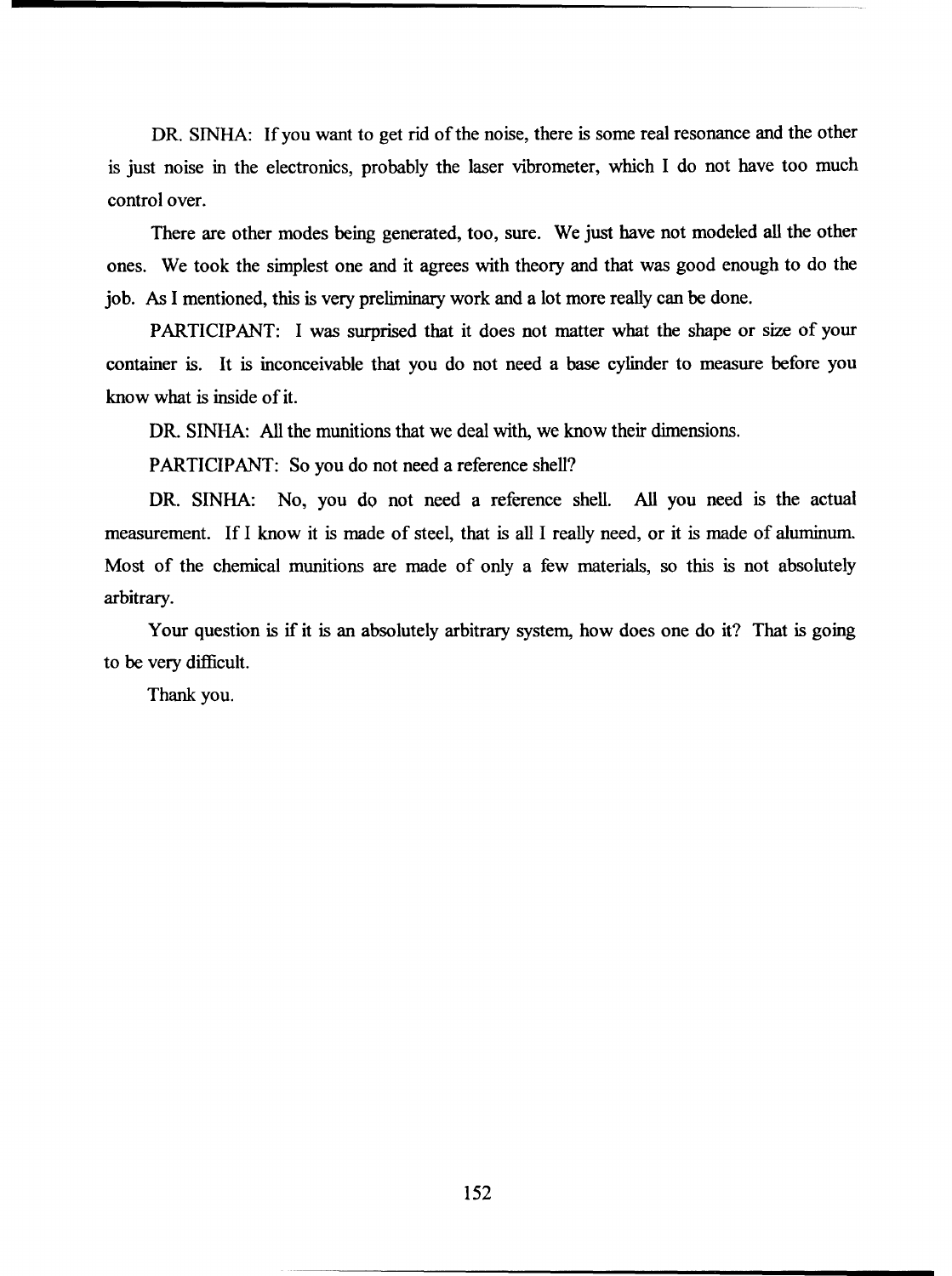DR. SINHA: If you want to get rid of the noise, there is some real resonance and the other is just noise in the electronics, probably the laser vibrometer, which I do not have too much control over.

There are other modes being generated, too, sure. We just have not modeled all the other ones. We took the simplest one and it agrees with theory and that was good enough to do the job. As I mentioned, this is very preliminary work and a lot more really can be done.

PARTICIPANT: I was surprised that it does not matter what the shape or size of your container is. It is inconceivable that you do not need a base cylinder to measure before you know what is inside of it.

DR. SINHA: All the munitions that we deal with, we know their dimensions.

PARTICIPANT: So you do not need a reference shell?

DR. SINHA: No, you do not need a reference shell. All you need is the actual measurement. If I know it is made of steel, that is all I really need, or it is made of aluminum. Most of the chemical munitions are made of only a few materials, so this is not absolutely arbitrary.

Your question is if it is an absolutely arbitrary system, how does one do it? That is going to be very difficult.

Thank you.